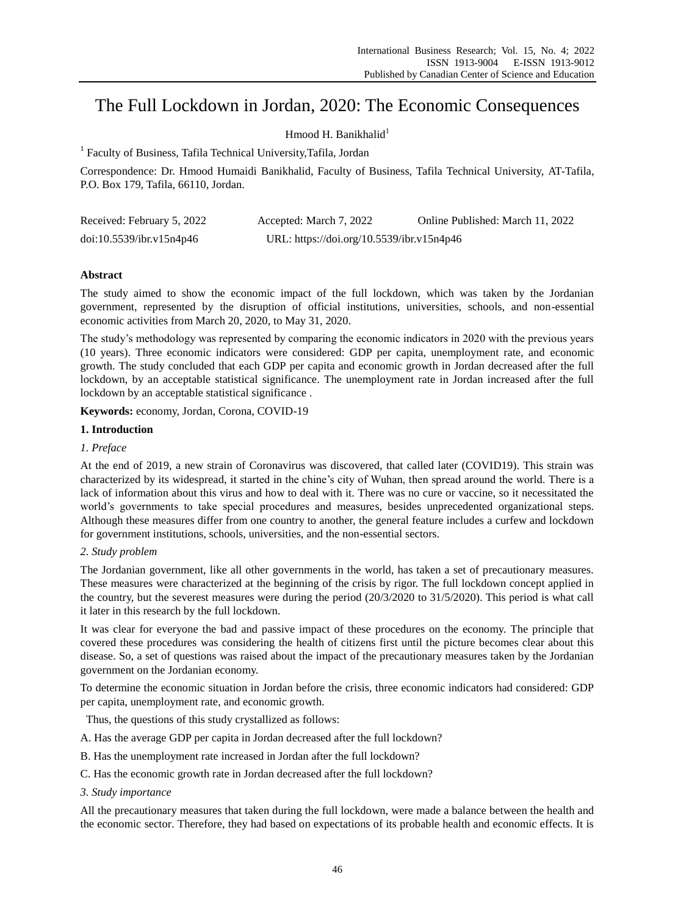# The Full Lockdown in Jordan, 2020: The Economic Consequences

Hmood H. Banikhalid[1]

[1] Faculty of Business, Tafila Technical University,Tafila, Jordan

Correspondence: Dr. Hmood Humaidi Banikhalid, Faculty of Business, Tafila Technical University, AT-Tafila, P.O. Box 179, Tafila, 66110, Jordan.

Received: February 5, 2022 Accepted: March 7, 2022 Online Published: March 11, 2022

doi:10.5539/ibr.v15n4p46 URL: https://doi.org/10.5539/ibr.v15n4p46

**Abstract**

The study aimed to show the economic impact of the full lockdown, which was taken by the Jordanian government, represented by the disruption of official institutions, universities, schools, and non-essential economic activities from March 20, 2020, to May 31, 2020.

The study's methodology was represented by comparing the economic indicators in 2020 with the previous years (10 years). Three economic indicators were considered: GDP per capita, unemployment rate, and economic growth. The study concluded that each GDP per capita and economic growth in Jordan decreased after the full lockdown, by an acceptable statistical significance. The unemployment rate in Jordan increased after the full lockdown by an acceptable statistical significance .

**Keywords:** economy, Jordan, Corona, COVID-19

## 1. Introduction

### *1. Preface*

At the end of 2019, a new strain of Coronavirus was discovered, that called later (COVID19). This strain was characterized by its widespread, it started in the chine's city of Wuhan, then spread around the world. There is a lack of information about this virus and how to deal with it. There was no cure or vaccine, so it necessitated the world's governments to take special procedures and measures, besides unprecedented organizational steps. Although these measures differ from one country to another, the general feature includes a curfew and lockdown for government institutions, schools, universities, and the non-essential sectors.

### *2. Study problem*

The Jordanian government, like all other governments in the world, has taken a set of precautionary measures. These measures were characterized at the beginning of the crisis by rigor. The full lockdown concept applied in the country, but the severest measures were during the period (20/3/2020 to 31/5/2020). This period is what call it later in this research by the full lockdown.

It was clear for everyone the bad and passive impact of these procedures on the economy. The principle that covered these procedures was considering the health of citizens first until the picture becomes clear about this disease. So, a set of questions was raised about the impact of the precautionary measures taken by the Jordanian government on the Jordanian economy.

To determine the economic situation in Jordan before the crisis, three economic indicators had considered: GDP per capita, unemployment rate, and economic growth.

Thus, the questions of this study crystallized as follows:

A. Has the average GDP per capita in Jordan decreased after the full lockdown?

B. Has the unemployment rate increased in Jordan after the full lockdown?

C. Has the economic growth rate in Jordan decreased after the full lockdown?

### *3. Study importance*

All the precautionary measures that taken during the full lockdown, were made a balance between the health and the economic sector. Therefore, they had based on expectations of its probable health and economic effects. It is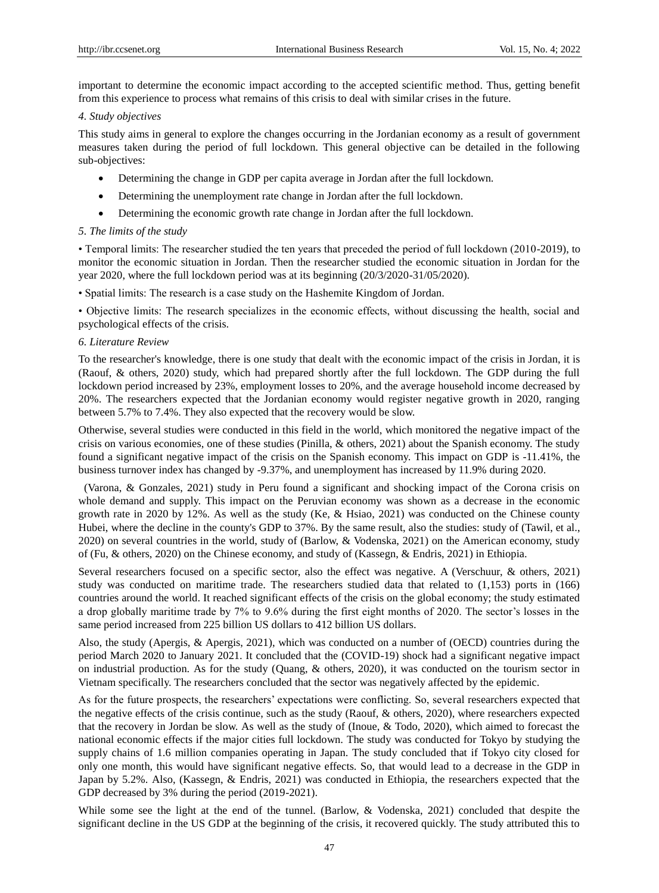important to determine the economic impact according to the accepted scientific method. Thus, getting benefit from this experience to process what remains of this crisis to deal with similar crises in the future.

*4. Study objectives*

This study aims in general to explore the changes occurring in the Jordanian economy as a result of government measures taken during the period of full lockdown. This general objective can be detailed in the following sub-objectives:

- Determining the change in GDP per capita average in Jordan after the full lockdown.
- Determining the unemployment rate change in Jordan after the full lockdown.
- Determining the economic growth rate change in Jordan after the full lockdown.

*5. The limits of the study*

• Temporal limits: The researcher studied the ten years that preceded the period of full lockdown (2010-2019), to monitor the economic situation in Jordan. Then the researcher studied the economic situation in Jordan for the year 2020, where the full lockdown period was at its beginning (20/3/2020-31/05/2020).

• Spatial limits: The research is a case study on the Hashemite Kingdom of Jordan.

• Objective limits: The research specializes in the economic effects, without discussing the health, social and psychological effects of the crisis.

*6. Literature Review*

To the researcher's knowledge, there is one study that dealt with the economic impact of the crisis in Jordan, it is (Raouf, & others, 2020) study, which had prepared shortly after the full lockdown. The GDP during the full lockdown period increased by 23%, employment losses to 20%, and the average household income decreased by 20%. The researchers expected that the Jordanian economy would register negative growth in 2020, ranging between 5.7% to 7.4%. They also expected that the recovery would be slow.

Otherwise, several studies were conducted in this field in the world, which monitored the negative impact of the crisis on various economies, one of these studies (Pinilla, & others, 2021) about the Spanish economy. The study found a significant negative impact of the crisis on the Spanish economy. This impact on GDP is -11.41%, the business turnover index has changed by -9.37%, and unemployment has increased by 11.9% during 2020.

(Varona, & Gonzales, 2021) study in Peru found a significant and shocking impact of the Corona crisis on whole demand and supply. This impact on the Peruvian economy was shown as a decrease in the economic growth rate in 2020 by 12%. As well as the study (Ke, & Hsiao, 2021) was conducted on the Chinese county Hubei, where the decline in the county's GDP to 37%. By the same result, also the studies: study of (Tawil, et al., 2020) on several countries in the world, study of (Barlow, & Vodenska, 2021) on the American economy, study of (Fu, & others, 2020) on the Chinese economy, and study of (Kassegn, & Endris, 2021) in Ethiopia.

Several researchers focused on a specific sector, also the effect was negative. A (Verschuur, & others, 2021) study was conducted on maritime trade. The researchers studied data that related to (1,153) ports in (166) countries around the world. It reached significant effects of the crisis on the global economy; the study estimated a drop globally maritime trade by 7% to 9.6% during the first eight months of 2020. The sector's losses in the same period increased from 225 billion US dollars to 412 billion US dollars.

Also, the study (Apergis, & Apergis, 2021), which was conducted on a number of (OECD) countries during the period March 2020 to January 2021. It concluded that the (COVID-19) shock had a significant negative impact on industrial production. As for the study (Quang, & others, 2020), it was conducted on the tourism sector in Vietnam specifically. The researchers concluded that the sector was negatively affected by the epidemic.

As for the future prospects, the researchers' expectations were conflicting. So, several researchers expected that the negative effects of the crisis continue, such as the study (Raouf, & others, 2020), where researchers expected that the recovery in Jordan be slow. As well as the study of (Inoue, & Todo, 2020), which aimed to forecast the national economic effects if the major cities full lockdown. The study was conducted for Tokyo by studying the supply chains of 1.6 million companies operating in Japan. The study concluded that if Tokyo city closed for only one month, this would have significant negative effects. So, that would lead to a decrease in the GDP in Japan by 5.2%. Also, (Kassegn, & Endris, 2021) was conducted in Ethiopia, the researchers expected that the GDP decreased by 3% during the period (2019-2021).

While some see the light at the end of the tunnel. (Barlow, & Vodenska, 2021) concluded that despite the significant decline in the US GDP at the beginning of the crisis, it recovered quickly. The study attributed this to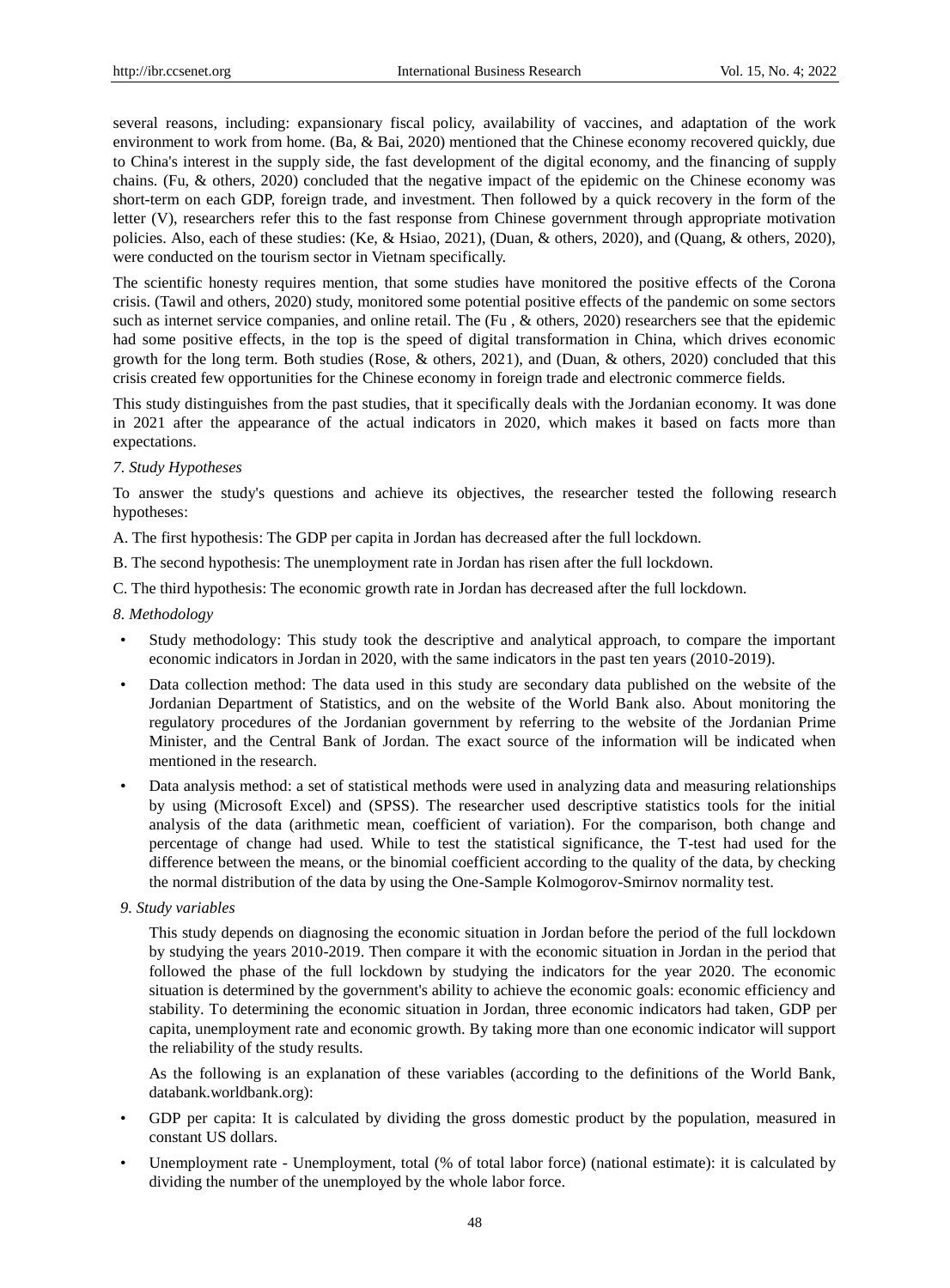several reasons, including: expansionary fiscal policy, availability of vaccines, and adaptation of the work environment to work from home. (Ba, & Bai, 2020) mentioned that the Chinese economy recovered quickly, due to China's interest in the supply side, the fast development of the digital economy, and the financing of supply chains. (Fu, & others, 2020) concluded that the negative impact of the epidemic on the Chinese economy was short-term on each GDP, foreign trade, and investment. Then followed by a quick recovery in the form of the letter (V), researchers refer this to the fast response from Chinese government through appropriate motivation policies. Also, each of these studies: (Ke, & Hsiao, 2021), (Duan, & others, 2020), and (Quang, & others, 2020), were conducted on the tourism sector in Vietnam specifically.

The scientific honesty requires mention, that some studies have monitored the positive effects of the Corona crisis. (Tawil and others, 2020) study, monitored some potential positive effects of the pandemic on some sectors such as internet service companies, and online retail. The (Fu , & others, 2020) researchers see that the epidemic had some positive effects, in the top is the speed of digital transformation in China, which drives economic growth for the long term. Both studies (Rose, & others, 2021), and (Duan, & others, 2020) concluded that this crisis created few opportunities for the Chinese economy in foreign trade and electronic commerce fields.

This study distinguishes from the past studies, that it specifically deals with the Jordanian economy. It was done in 2021 after the appearance of the actual indicators in 2020, which makes it based on facts more than expectations.

### *7. Study Hypotheses*

To answer the study's questions and achieve its objectives, the researcher tested the following research hypotheses:

A. The first hypothesis: The GDP per capita in Jordan has decreased after the full lockdown.

B. The second hypothesis: The unemployment rate in Jordan has risen after the full lockdown.

C. The third hypothesis: The economic growth rate in Jordan has decreased after the full lockdown.

### *8. Methodology*

- Study methodology: This study took the descriptive and analytical approach, to compare the important economic indicators in Jordan in 2020, with the same indicators in the past ten years (2010-2019).
- Data collection method: The data used in this study are secondary data published on the website of the Jordanian Department of Statistics, and on the website of the World Bank also. About monitoring the regulatory procedures of the Jordanian government by referring to the website of the Jordanian Prime Minister, and the Central Bank of Jordan. The exact source of the information will be indicated when mentioned in the research.
- Data analysis method: a set of statistical methods were used in analyzing data and measuring relationships by using (Microsoft Excel) and (SPSS). The researcher used descriptive statistics tools for the initial analysis of the data (arithmetic mean, coefficient of variation). For the comparison, both change and percentage of change had used. While to test the statistical significance, the T-test had used for the difference between the means, or the binomial coefficient according to the quality of the data, by checking the normal distribution of the data by using the One-Sample Kolmogorov-Smirnov normality test.

### *9. Study variables*

This study depends on diagnosing the economic situation in Jordan before the period of the full lockdown by studying the years 2010-2019. Then compare it with the economic situation in Jordan in the period that followed the phase of the full lockdown by studying the indicators for the year 2020. The economic situation is determined by the government's ability to achieve the economic goals: economic efficiency and stability. To determining the economic situation in Jordan, three economic indicators had taken, GDP per capita, unemployment rate and economic growth. By taking more than one economic indicator will support the reliability of the study results.

As the following is an explanation of these variables (according to the definitions of the World Bank, databank.worldbank.org):

- GDP per capita: It is calculated by dividing the gross domestic product by the population, measured in constant US dollars.
- Unemployment rate - Unemployment, total (% of total labor force) (national estimate): it is calculated by dividing the number of the unemployed by the whole labor force.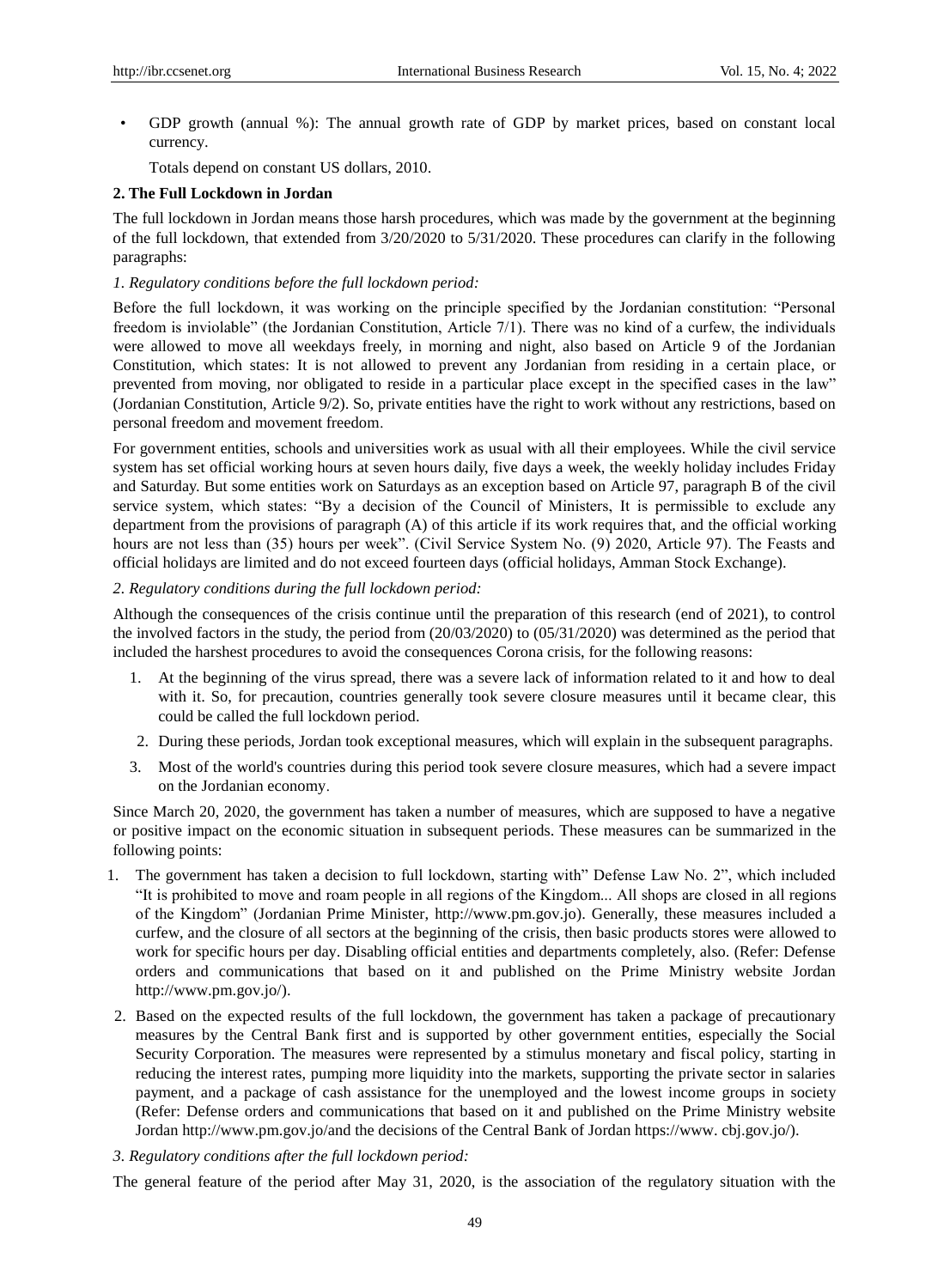- GDP growth (annual %): The annual growth rate of GDP by market prices, based on constant local currency.

  Totals depend on constant US dollars, 2010.

**2. The Full Lockdown in Jordan**

The full lockdown in Jordan means those harsh procedures, which was made by the government at the beginning of the full lockdown, that extended from 3/20/2020 to 5/31/2020. These procedures can clarify in the following paragraphs:

*1. Regulatory conditions before the full lockdown period:*

Before the full lockdown, it was working on the principle specified by the Jordanian constitution: "Personal freedom is inviolable" (the Jordanian Constitution, Article 7/1). There was no kind of a curfew, the individuals were allowed to move all weekdays freely, in morning and night, also based on Article 9 of the Jordanian Constitution, which states: It is not allowed to prevent any Jordanian from residing in a certain place, or prevented from moving, nor obligated to reside in a particular place except in the specified cases in the law" (Jordanian Constitution, Article 9/2). So, private entities have the right to work without any restrictions, based on personal freedom and movement freedom.

For government entities, schools and universities work as usual with all their employees. While the civil service system has set official working hours at seven hours daily, five days a week, the weekly holiday includes Friday and Saturday. But some entities work on Saturdays as an exception based on Article 97, paragraph B of the civil service system, which states: "By a decision of the Council of Ministers, It is permissible to exclude any department from the provisions of paragraph (A) of this article if its work requires that, and the official working hours are not less than (35) hours per week". (Civil Service System No. (9) 2020, Article 97). The Feasts and official holidays are limited and do not exceed fourteen days (official holidays, Amman Stock Exchange).

*2. Regulatory conditions during the full lockdown period:*

Although the consequences of the crisis continue until the preparation of this research (end of 2021), to control the involved factors in the study, the period from (20/03/2020) to (05/31/2020) was determined as the period that included the harshest procedures to avoid the consequences Corona crisis, for the following reasons:

1. At the beginning of the virus spread, there was a severe lack of information related to it and how to deal with it. So, for precaution, countries generally took severe closure measures until it became clear, this could be called the full lockdown period.
2. During these periods, Jordan took exceptional measures, which will explain in the subsequent paragraphs.
3. Most of the world's countries during this period took severe closure measures, which had a severe impact on the Jordanian economy.

Since March 20, 2020, the government has taken a number of measures, which are supposed to have a negative or positive impact on the economic situation in subsequent periods. These measures can be summarized in the following points:

1. The government has taken a decision to full lockdown, starting with" Defense Law No. 2", which included "It is prohibited to move and roam people in all regions of the Kingdom... All shops are closed in all regions of the Kingdom" (Jordanian Prime Minister, http://www.pm.gov.jo). Generally, these measures included a curfew, and the closure of all sectors at the beginning of the crisis, then basic products stores were allowed to work for specific hours per day. Disabling official entities and departments completely, also. (Refer: Defense orders and communications that based on it and published on the Prime Ministry website Jordan http://www.pm.gov.jo/).
2. Based on the expected results of the full lockdown, the government has taken a package of precautionary measures by the Central Bank first and is supported by other government entities, especially the Social Security Corporation. The measures were represented by a stimulus monetary and fiscal policy, starting in reducing the interest rates, pumping more liquidity into the markets, supporting the private sector in salaries payment, and a package of cash assistance for the unemployed and the lowest income groups in society (Refer: Defense orders and communications that based on it and published on the Prime Ministry website Jordan http://www.pm.gov.jo/and the decisions of the Central Bank of Jordan https://www. cbj.gov.jo/).

*3. Regulatory conditions after the full lockdown period:*

The general feature of the period after May 31, 2020, is the association of the regulatory situation with the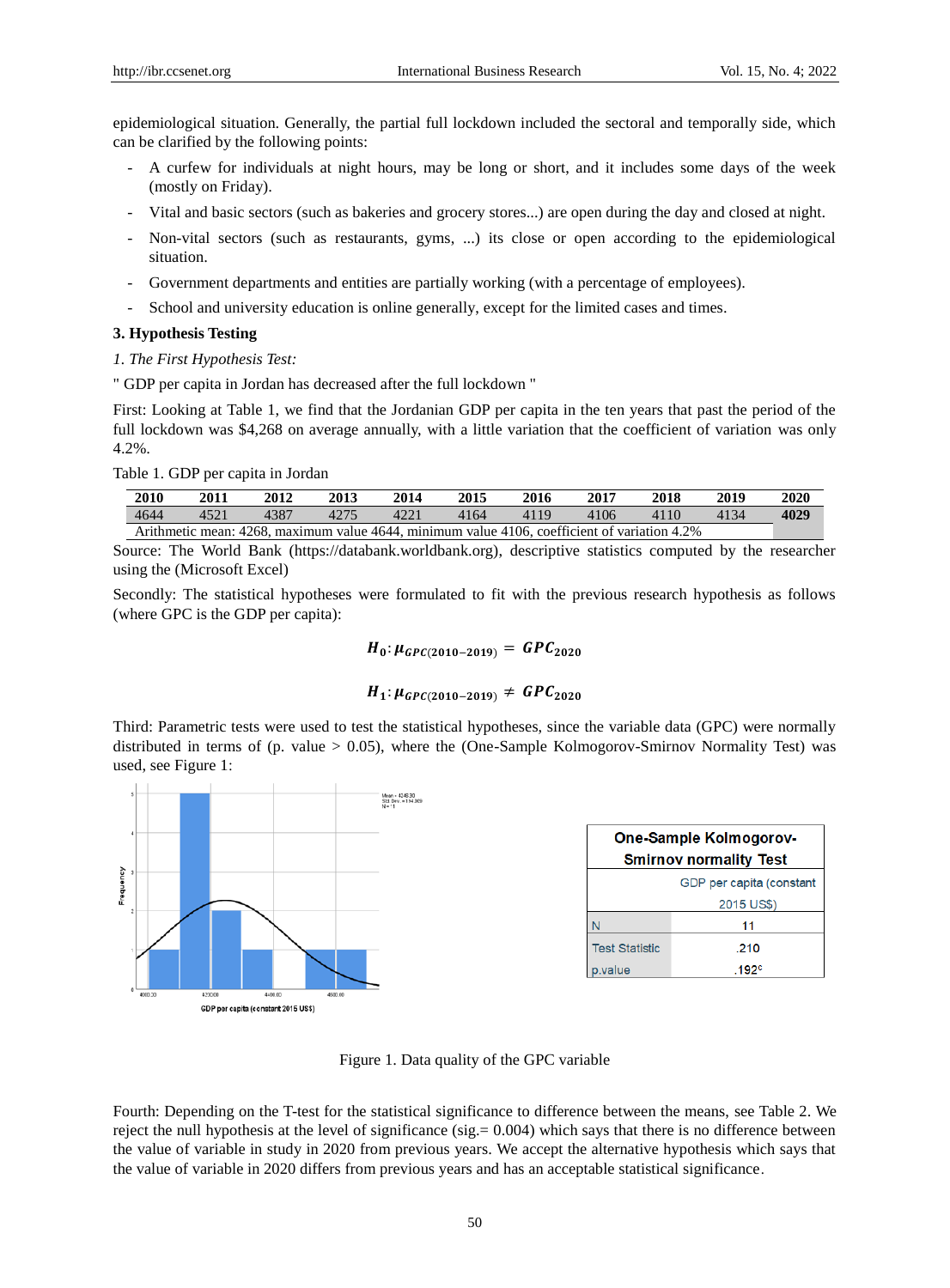epidemiological situation. Generally, the partial full lockdown included the sectoral and temporally side, which can be clarified by the following points:

- A curfew for individuals at night hours, may be long or short, and it includes some days of the week (mostly on Friday).
- Vital and basic sectors (such as bakeries and grocery stores...) are open during the day and closed at night.
- Non-vital sectors (such as restaurants, gyms, ...) its close or open according to the epidemiological situation.
- Government departments and entities are partially working (with a percentage of employees).
- School and university education is online generally, except for the limited cases and times.

### 3. Hypothesis Testing

*1. The First Hypothesis Test:*

" GDP per capita in Jordan has decreased after the full lockdown "

First: Looking at Table 1, we find that the Jordanian GDP per capita in the ten years that past the period of the full lockdown was $4,268 on average annually, with a little variation that the coefficient of variation was only 4.2%.

Table 1. GDP per capita in Jordan

| 2010 | 2011 | 2012 | 2013 | 2014 | 2015 | 2016 | 2017 | 2018 | 2019 | 2020 |
|---|---|---|---|---|---|---|---|---|---|---|
| 4644 | 4521 | 4387 | 4275 | 4221 | 4164 | 4119 | 4106 | 4110 | 4134 | **4029** |
| Arithmetic mean: 4268, maximum value 4644, minimum value 4106, coefficient of variation 4.2% | | | | | | | | | | |

Source: The World Bank (https://databank.worldbank.org), descriptive statistics computed by the researcher using the (Microsoft Excel)

Secondly: The statistical hypotheses were formulated to fit with the previous research hypothesis as follows (where GPC is the GDP per capita):

$$H_0: \mu_{GPC(2010-2019)} = GPC_{2020}$$

$$H_1: \mu_{GPC(2010-2019)} \neq GPC_{2020}$$

Third: Parametric tests were used to test the statistical hypotheses, since the variable data (GPC) were normally distributed in terms of (p. value > 0.05), where the (One-Sample Kolmogorov-Smirnov Normality Test) was used, see Figure 1:

| One-Sample Kolmogorov-Smirnov normality Test | GDP per capita (constant 2015 US$) |
|---|---|
| N | 11 |
| Test Statistic | .210 |
| p.value | .192[c] |

Figure 1. Data quality of the GPC variable

Fourth: Depending on the T-test for the statistical significance to difference between the means, see Table 2. We reject the null hypothesis at the level of significance (sig.= 0.004) which says that there is no difference between the value of variable in study in 2020 from previous years. We accept the alternative hypothesis which says that the value of variable in 2020 differs from previous years and has an acceptable statistical significance.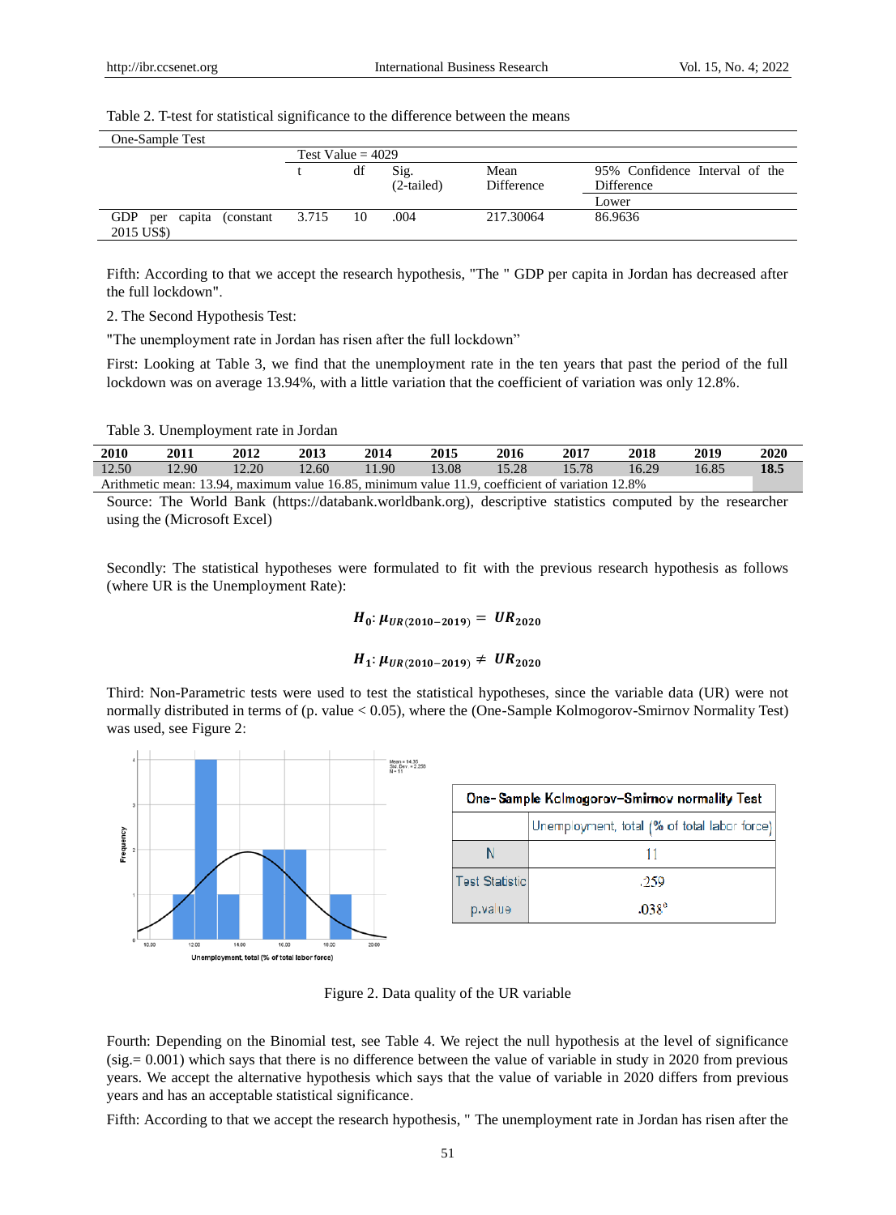Table 2. T-test for statistical significance to the difference between the means

| One-Sample Test | | | | | |
|---|---|---|---|---|---|
| | Test Value = 4029 | | | | |
| | t | df | Sig. (2-tailed) | Mean Difference | 95% Confidence Interval of the Difference |
| | | | | | Lower |
| GDP per capita (constant 2015 US$) | 3.715 | 10 | .004 | 217.30064 | 86.9636 |

Fifth: According to that we accept the research hypothesis, "The " GDP per capita in Jordan has decreased after the full lockdown".

2. The Second Hypothesis Test:

"The unemployment rate in Jordan has risen after the full lockdown"

First: Looking at Table 3, we find that the unemployment rate in the ten years that past the period of the full lockdown was on average 13.94%, with a little variation that the coefficient of variation was only 12.8%.

Table 3. Unemployment rate in Jordan

| 2010 | 2011 | 2012 | 2013 | 2014 | 2015 | 2016 | 2017 | 2018 | 2019 | 2020 |
|---|---|---|---|---|---|---|---|---|---|---|
| 12.50 | 12.90 | 12.20 | 12.60 | 11.90 | 13.08 | 15.28 | 15.78 | 16.29 | 16.85 | **18.5** |
| Arithmetic mean: 13.94, maximum value 16.85, minimum value 11.9, coefficient of variation 12.8% | | | | | | | | | | |

Source: The World Bank (https://databank.worldbank.org), descriptive statistics computed by the researcher using the (Microsoft Excel)

Secondly: The statistical hypotheses were formulated to fit with the previous research hypothesis as follows (where UR is the Unemployment Rate):

$$H_0: \mu_{UR(2010-2019)} = UR_{2020}$$

$$H_1: \mu_{UR(2010-2019)} \neq UR_{2020}$$

Third: Non-Parametric tests were used to test the statistical hypotheses, since the variable data (UR) were not normally distributed in terms of (p. value < 0.05), where the (One-Sample Kolmogorov-Smirnov Normality Test) was used, see Figure 2:

| One-Sample Kolmogorov–Smirnov normality Test | |
|---|---|
| | Unemployment, total (% of total labor force) |
| N | 11 |
| Test Statistic | .259 |
| p.value | .038[c] |

Figure 2. Data quality of the UR variable

Fourth: Depending on the Binomial test, see Table 4. We reject the null hypothesis at the level of significance (sig.= 0.001) which says that there is no difference between the value of variable in study in 2020 from previous years. We accept the alternative hypothesis which says that the value of variable in 2020 differs from previous years and has an acceptable statistical significance.

Fifth: According to that we accept the research hypothesis, " The unemployment rate in Jordan has risen after the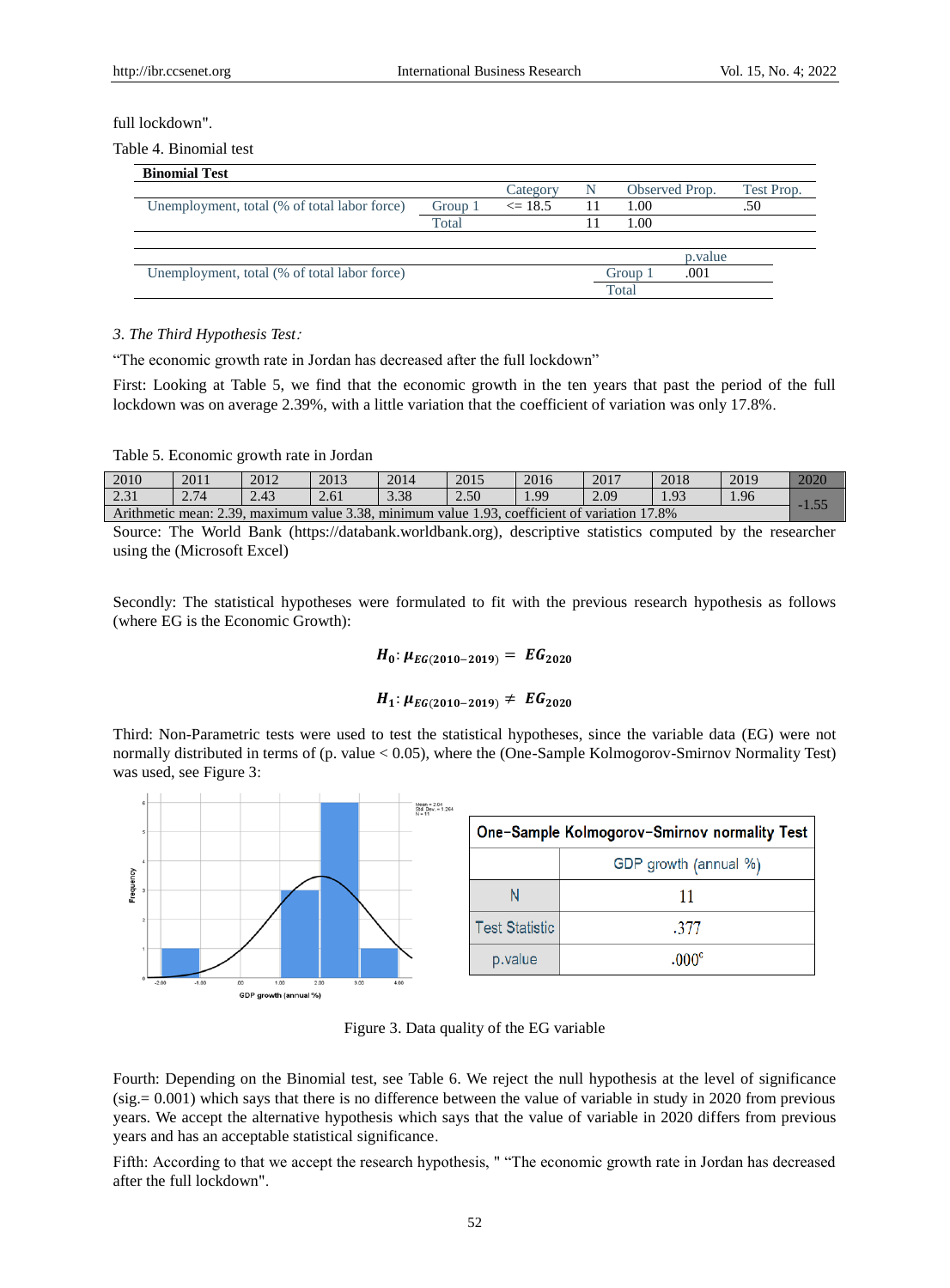full lockdown".

Table 4. Binomial test

| Binomial Test | | Category | N | Observed Prop. | Test Prop. |
|---|---|---|---|---|---|
| Unemployment, total (% of total labor force) | Group 1 | <= 18.5 | 11 | 1.00 | .50 |
| | Total | | 11 | 1.00 | |

| | | p.value |
|---|---|---|
| Unemployment, total (% of total labor force) | Group 1 | .001 |
| | Total | |

*3. The Third Hypothesis Test:*

"The economic growth rate in Jordan has decreased after the full lockdown"

First: Looking at Table 5, we find that the economic growth in the ten years that past the period of the full lockdown was on average 2.39%, with a little variation that the coefficient of variation was only 17.8%.

Table 5. Economic growth rate in Jordan

| 2010 | 2011 | 2012 | 2013 | 2014 | 2015 | 2016 | 2017 | 2018 | 2019 | 2020 |
|---|---|---|---|---|---|---|---|---|---|---|
| 2.31 | 2.74 | 2.43 | 2.61 | 3.38 | 2.50 | 1.99 | 2.09 | 1.93 | 1.96 | -1.55 |
| Arithmetic mean: 2.39, maximum value 3.38, minimum value 1.93, coefficient of variation 17.8% | | | | | | | | | | |

Source: The World Bank (https://databank.worldbank.org), descriptive statistics computed by the researcher using the (Microsoft Excel)

Secondly: The statistical hypotheses were formulated to fit with the previous research hypothesis as follows (where EG is the Economic Growth):

$$H_0: \mu_{EG(2010-2019)} = EG_{2020}$$

$$H_1: \mu_{EG(2010-2019)} \neq EG_{2020}$$

Third: Non-Parametric tests were used to test the statistical hypotheses, since the variable data (EG) were not normally distributed in terms of (p. value < 0.05), where the (One-Sample Kolmogorov-Smirnov Normality Test) was used, see Figure 3:

| One-Sample Kolmogorov-Smirnov normality Test | |
|---|---|
| | GDP growth (annual %) |
| N | 11 |
| Test Statistic | .377 |
| p.value | .000[c] |

Figure 3. Data quality of the EG variable

Fourth: Depending on the Binomial test, see Table 6. We reject the null hypothesis at the level of significance (sig.= 0.001) which says that there is no difference between the value of variable in study in 2020 from previous years. We accept the alternative hypothesis which says that the value of variable in 2020 differs from previous years and has an acceptable statistical significance.

Fifth: According to that we accept the research hypothesis, " "The economic growth rate in Jordan has decreased after the full lockdown".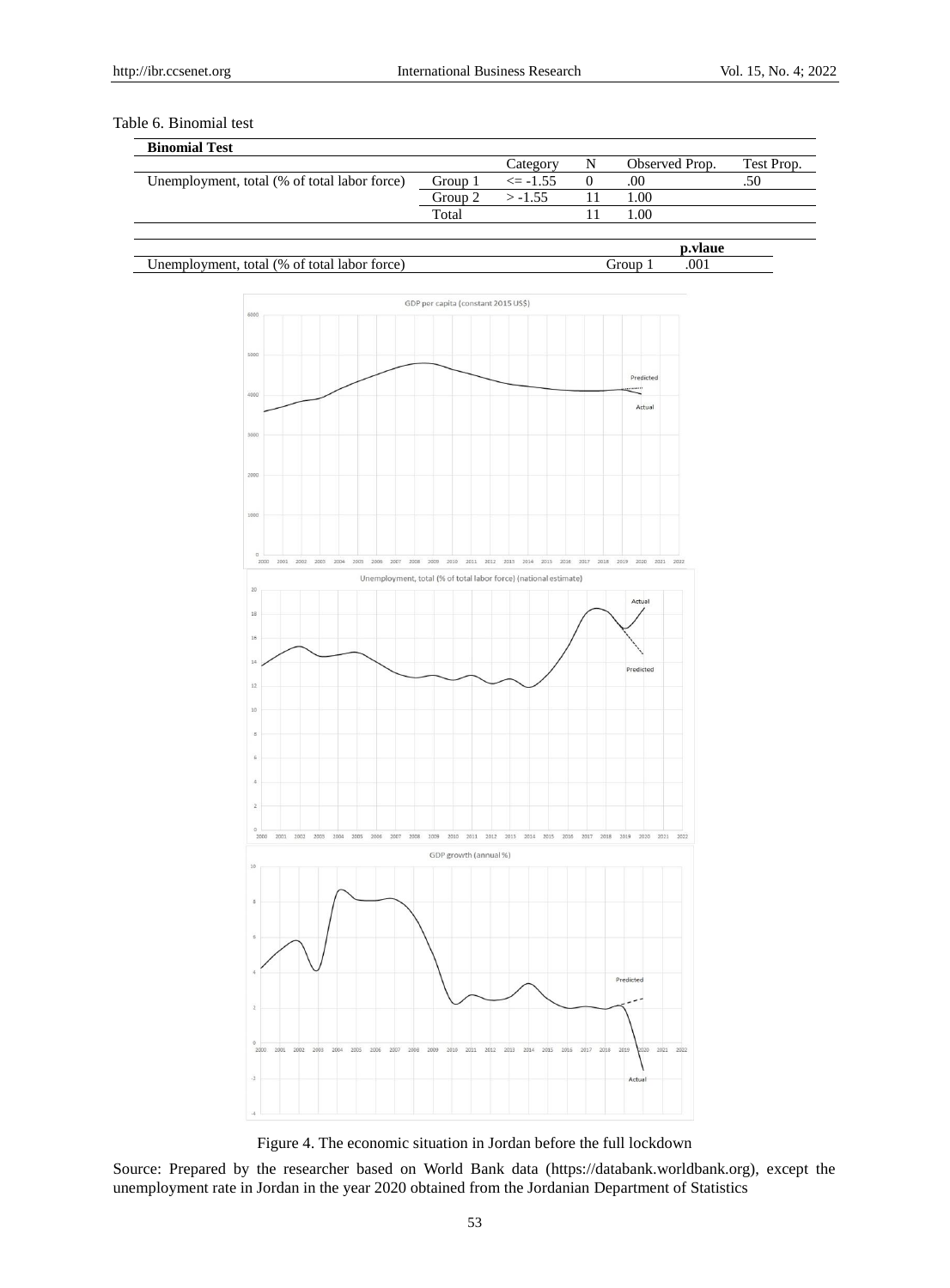Table 6. Binomial test

| Binomial Test | | | | | |
|---|---|---|---|---|---|
| | | Category | N | Observed Prop. | Test Prop. |
| Unemployment, total (% of total labor force) | Group 1 | <= -1.55 | 0 | .00 | .50 |
| | Group 2 | > -1.55 | 11 | 1.00 | |
| | Total | | 11 | 1.00 | |

| | | p.vlaue |
|---|---|---|
| Unemployment, total (% of total labor force) | Group 1 | .001 |

Figure 4. The economic situation in Jordan before the full lockdown

Source: Prepared by the researcher based on World Bank data (https://databank.worldbank.org), except the unemployment rate in Jordan in the year 2020 obtained from the Jordanian Department of Statistics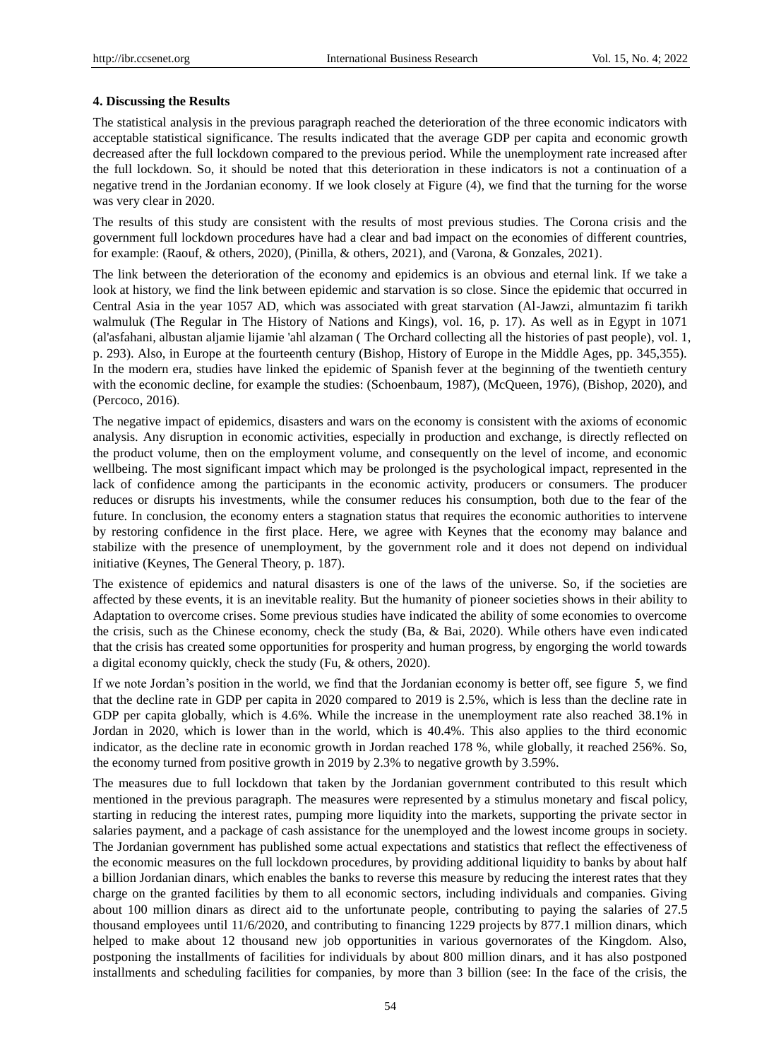### 4. Discussing the Results

The statistical analysis in the previous paragraph reached the deterioration of the three economic indicators with acceptable statistical significance. The results indicated that the average GDP per capita and economic growth decreased after the full lockdown compared to the previous period. While the unemployment rate increased after the full lockdown. So, it should be noted that this deterioration in these indicators is not a continuation of a negative trend in the Jordanian economy. If we look closely at Figure (4), we find that the turning for the worse was very clear in 2020.

The results of this study are consistent with the results of most previous studies. The Corona crisis and the government full lockdown procedures have had a clear and bad impact on the economies of different countries, for example: (Raouf, & others, 2020), (Pinilla, & others, 2021), and (Varona, & Gonzales, 2021).

The link between the deterioration of the economy and epidemics is an obvious and eternal link. If we take a look at history, we find the link between epidemic and starvation is so close. Since the epidemic that occurred in Central Asia in the year 1057 AD, which was associated with great starvation (Al-Jawzi, almuntazim fi tarikh walmuluk (The Regular in The History of Nations and Kings), vol. 16, p. 17). As well as in Egypt in 1071 (al'asfahani, albustan aljamie lijamie 'ahl alzaman ( The Orchard collecting all the histories of past people), vol. 1, p. 293). Also, in Europe at the fourteenth century (Bishop, History of Europe in the Middle Ages, pp. 345,355). In the modern era, studies have linked the epidemic of Spanish fever at the beginning of the twentieth century with the economic decline, for example the studies: (Schoenbaum, 1987), (McQueen, 1976), (Bishop, 2020), and (Percoco, 2016).

The negative impact of epidemics, disasters and wars on the economy is consistent with the axioms of economic analysis. Any disruption in economic activities, especially in production and exchange, is directly reflected on the product volume, then on the employment volume, and consequently on the level of income, and economic wellbeing. The most significant impact which may be prolonged is the psychological impact, represented in the lack of confidence among the participants in the economic activity, producers or consumers. The producer reduces or disrupts his investments, while the consumer reduces his consumption, both due to the fear of the future. In conclusion, the economy enters a stagnation status that requires the economic authorities to intervene by restoring confidence in the first place. Here, we agree with Keynes that the economy may balance and stabilize with the presence of unemployment, by the government role and it does not depend on individual initiative (Keynes, The General Theory, p. 187).

The existence of epidemics and natural disasters is one of the laws of the universe. So, if the societies are affected by these events, it is an inevitable reality. But the humanity of pioneer societies shows in their ability to Adaptation to overcome crises. Some previous studies have indicated the ability of some economies to overcome the crisis, such as the Chinese economy, check the study (Ba, & Bai, 2020). While others have even indicated that the crisis has created some opportunities for prosperity and human progress, by engorging the world towards a digital economy quickly, check the study (Fu, & others, 2020).

If we note Jordan's position in the world, we find that the Jordanian economy is better off, see figure 5, we find that the decline rate in GDP per capita in 2020 compared to 2019 is 2.5%, which is less than the decline rate in GDP per capita globally, which is 4.6%. While the increase in the unemployment rate also reached 38.1% in Jordan in 2020, which is lower than in the world, which is 40.4%. This also applies to the third economic indicator, as the decline rate in economic growth in Jordan reached 178 %, while globally, it reached 256%. So, the economy turned from positive growth in 2019 by 2.3% to negative growth by 3.59%.

The measures due to full lockdown that taken by the Jordanian government contributed to this result which mentioned in the previous paragraph. The measures were represented by a stimulus monetary and fiscal policy, starting in reducing the interest rates, pumping more liquidity into the markets, supporting the private sector in salaries payment, and a package of cash assistance for the unemployed and the lowest income groups in society. The Jordanian government has published some actual expectations and statistics that reflect the effectiveness of the economic measures on the full lockdown procedures, by providing additional liquidity to banks by about half a billion Jordanian dinars, which enables the banks to reverse this measure by reducing the interest rates that they charge on the granted facilities by them to all economic sectors, including individuals and companies. Giving about 100 million dinars as direct aid to the unfortunate people, contributing to paying the salaries of 27.5 thousand employees until 11/6/2020, and contributing to financing 1229 projects by 877.1 million dinars, which helped to make about 12 thousand new job opportunities in various governorates of the Kingdom. Also, postponing the installments of facilities for individuals by about 800 million dinars, and it has also postponed installments and scheduling facilities for companies, by more than 3 billion (see: In the face of the crisis, the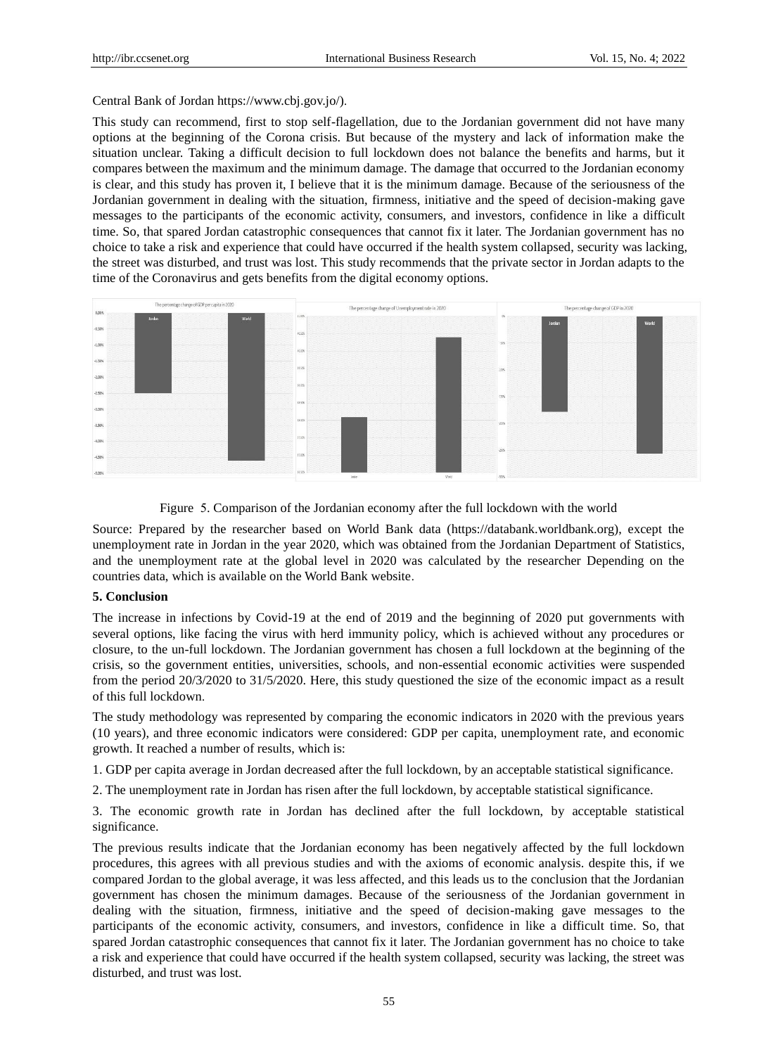Central Bank of Jordan https://www.cbj.gov.jo/).

This study can recommend, first to stop self-flagellation, due to the Jordanian government did not have many options at the beginning of the Corona crisis. But because of the mystery and lack of information make the situation unclear. Taking a difficult decision to full lockdown does not balance the benefits and harms, but it compares between the maximum and the minimum damage. The damage that occurred to the Jordanian economy is clear, and this study has proven it, I believe that it is the minimum damage. Because of the seriousness of the Jordanian government in dealing with the situation, firmness, initiative and the speed of decision-making gave messages to the participants of the economic activity, consumers, and investors, confidence in like a difficult time. So, that spared Jordan catastrophic consequences that cannot fix it later. The Jordanian government has no choice to take a risk and experience that could have occurred if the health system collapsed, security was lacking, the street was disturbed, and trust was lost. This study recommends that the private sector in Jordan adapts to the time of the Coronavirus and gets benefits from the digital economy options.

Figure 5. Comparison of the Jordanian economy after the full lockdown with the world

Source: Prepared by the researcher based on World Bank data (https://databank.worldbank.org), except the unemployment rate in Jordan in the year 2020, which was obtained from the Jordanian Department of Statistics, and the unemployment rate at the global level in 2020 was calculated by the researcher Depending on the countries data, which is available on the World Bank website.

## 5. Conclusion

The increase in infections by Covid-19 at the end of 2019 and the beginning of 2020 put governments with several options, like facing the virus with herd immunity policy, which is achieved without any procedures or closure, to the un-full lockdown. The Jordanian government has chosen a full lockdown at the beginning of the crisis, so the government entities, universities, schools, and non-essential economic activities were suspended from the period 20/3/2020 to 31/5/2020. Here, this study questioned the size of the economic impact as a result of this full lockdown.

The study methodology was represented by comparing the economic indicators in 2020 with the previous years (10 years), and three economic indicators were considered: GDP per capita, unemployment rate, and economic growth. It reached a number of results, which is:

1. GDP per capita average in Jordan decreased after the full lockdown, by an acceptable statistical significance.

2. The unemployment rate in Jordan has risen after the full lockdown, by acceptable statistical significance.

3. The economic growth rate in Jordan has declined after the full lockdown, by acceptable statistical significance.

The previous results indicate that the Jordanian economy has been negatively affected by the full lockdown procedures, this agrees with all previous studies and with the axioms of economic analysis. despite this, if we compared Jordan to the global average, it was less affected, and this leads us to the conclusion that the Jordanian government has chosen the minimum damages. Because of the seriousness of the Jordanian government in dealing with the situation, firmness, initiative and the speed of decision-making gave messages to the participants of the economic activity, consumers, and investors, confidence in like a difficult time. So, that spared Jordan catastrophic consequences that cannot fix it later. The Jordanian government has no choice to take a risk and experience that could have occurred if the health system collapsed, security was lacking, the street was disturbed, and trust was lost.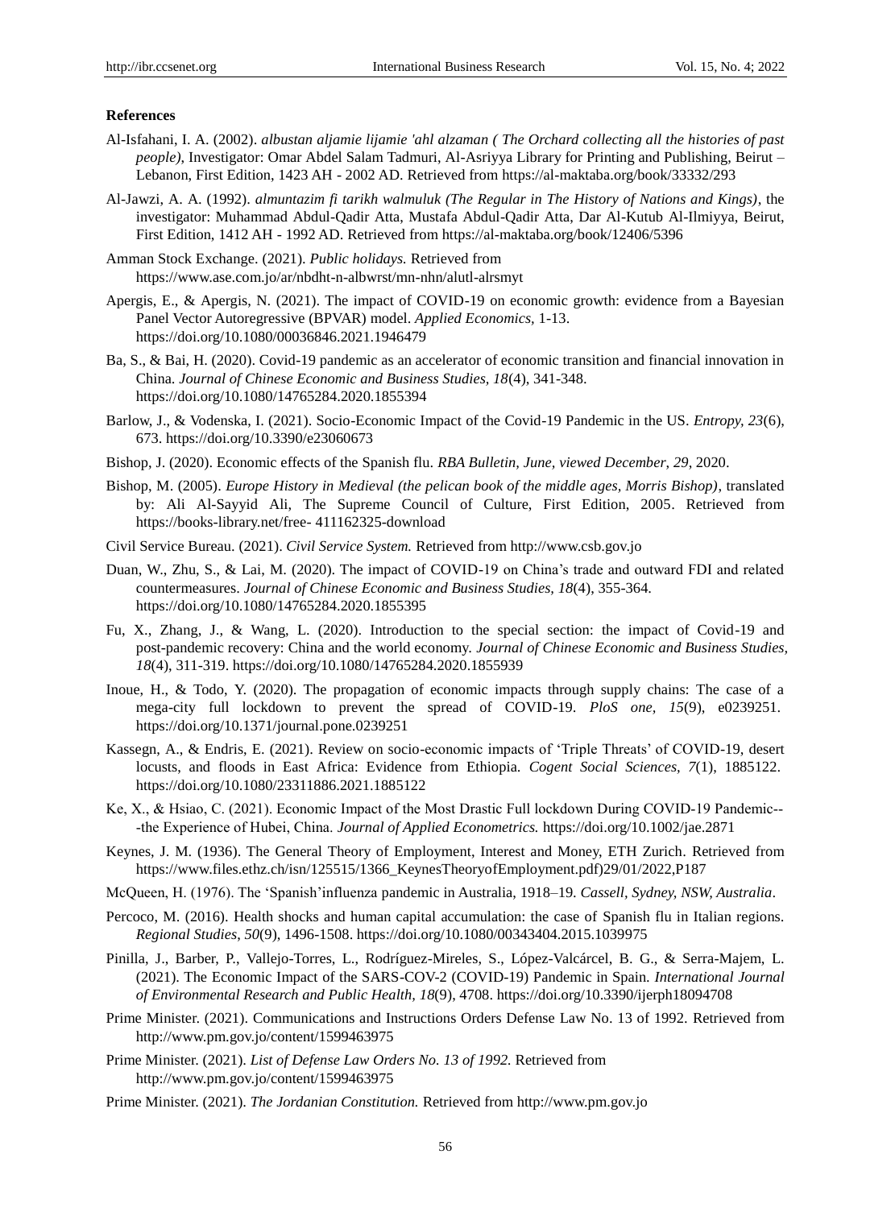**References**

Al-Isfahani, I. A. (2002). *albustan aljamie lijamie 'ahl alzaman ( The Orchard collecting all the histories of past people)*, Investigator: Omar Abdel Salam Tadmuri, Al-Asriyya Library for Printing and Publishing, Beirut – Lebanon, First Edition, 1423 AH - 2002 AD. Retrieved from https://al-maktaba.org/book/33332/293

Al-Jawzi, A. A. (1992). *almuntazim fi tarikh walmuluk (The Regular in The History of Nations and Kings)*, the investigator: Muhammad Abdul-Qadir Atta, Mustafa Abdul-Qadir Atta, Dar Al-Kutub Al-Ilmiyya, Beirut, First Edition, 1412 AH - 1992 AD. Retrieved from https://al-maktaba.org/book/12406/5396

Amman Stock Exchange. (2021). *Public holidays.* Retrieved from https://www.ase.com.jo/ar/nbdht-n-albwrst/mn-nhn/alutl-alrsmyt

Apergis, E., & Apergis, N. (2021). The impact of COVID-19 on economic growth: evidence from a Bayesian Panel Vector Autoregressive (BPVAR) model. *Applied Economics*, 1-13. https://doi.org/10.1080/00036846.2021.1946479

Ba, S., & Bai, H. (2020). Covid-19 pandemic as an accelerator of economic transition and financial innovation in China. *Journal of Chinese Economic and Business Studies, 18*(4), 341-348. https://doi.org/10.1080/14765284.2020.1855394

Barlow, J., & Vodenska, I. (2021). Socio-Economic Impact of the Covid-19 Pandemic in the US. *Entropy, 23*(6), 673. https://doi.org/10.3390/e23060673

Bishop, J. (2020). Economic effects of the Spanish flu. *RBA Bulletin, June, viewed December, 29*, 2020.

Bishop, M. (2005). *Europe History in Medieval (the pelican book of the middle ages, Morris Bishop)*, translated by: Ali Al-Sayyid Ali, The Supreme Council of Culture, First Edition, 2005. Retrieved from https://books-library.net/free- 411162325-download

Civil Service Bureau. (2021). *Civil Service System.* Retrieved from http://www.csb.gov.jo

Duan, W., Zhu, S., & Lai, M. (2020). The impact of COVID-19 on China's trade and outward FDI and related countermeasures. *Journal of Chinese Economic and Business Studies, 18*(4), 355-364. https://doi.org/10.1080/14765284.2020.1855395

Fu, X., Zhang, J., & Wang, L. (2020). Introduction to the special section: the impact of Covid-19 and post-pandemic recovery: China and the world economy. *Journal of Chinese Economic and Business Studies, 18*(4), 311-319. https://doi.org/10.1080/14765284.2020.1855939

Inoue, H., & Todo, Y. (2020). The propagation of economic impacts through supply chains: The case of a mega-city full lockdown to prevent the spread of COVID-19. *PloS one, 15*(9), e0239251. https://doi.org/10.1371/journal.pone.0239251

Kassegn, A., & Endris, E. (2021). Review on socio-economic impacts of 'Triple Threats' of COVID-19, desert locusts, and floods in East Africa: Evidence from Ethiopia. *Cogent Social Sciences, 7*(1), 1885122. https://doi.org/10.1080/23311886.2021.1885122

Ke, X., & Hsiao, C. (2021). Economic Impact of the Most Drastic Full lockdown During COVID-19 Pandemic---the Experience of Hubei, China. *Journal of Applied Econometrics.* https://doi.org/10.1002/jae.2871

Keynes, J. M. (1936). The General Theory of Employment, Interest and Money, ETH Zurich. Retrieved from https://www.files.ethz.ch/isn/125515/1366_KeynesTheoryofEmployment.pdf)29/01/2022,P187

McQueen, H. (1976). The 'Spanish'influenza pandemic in Australia, 1918–19. *Cassell, Sydney, NSW, Australia*.

Percoco, M. (2016). Health shocks and human capital accumulation: the case of Spanish flu in Italian regions. *Regional Studies, 50*(9), 1496-1508. https://doi.org/10.1080/00343404.2015.1039975

Pinilla, J., Barber, P., Vallejo-Torres, L., Rodríguez-Mireles, S., López-Valcárcel, B. G., & Serra-Majem, L. (2021). The Economic Impact of the SARS-COV-2 (COVID-19) Pandemic in Spain. *International Journal of Environmental Research and Public Health, 18*(9), 4708. https://doi.org/10.3390/ijerph18094708

Prime Minister. (2021). Communications and Instructions Orders Defense Law No. 13 of 1992. Retrieved from http://www.pm.gov.jo/content/1599463975

Prime Minister. (2021). *List of Defense Law Orders No. 13 of 1992.* Retrieved from http://www.pm.gov.jo/content/1599463975

Prime Minister. (2021). *The Jordanian Constitution.* Retrieved from http://www.pm.gov.jo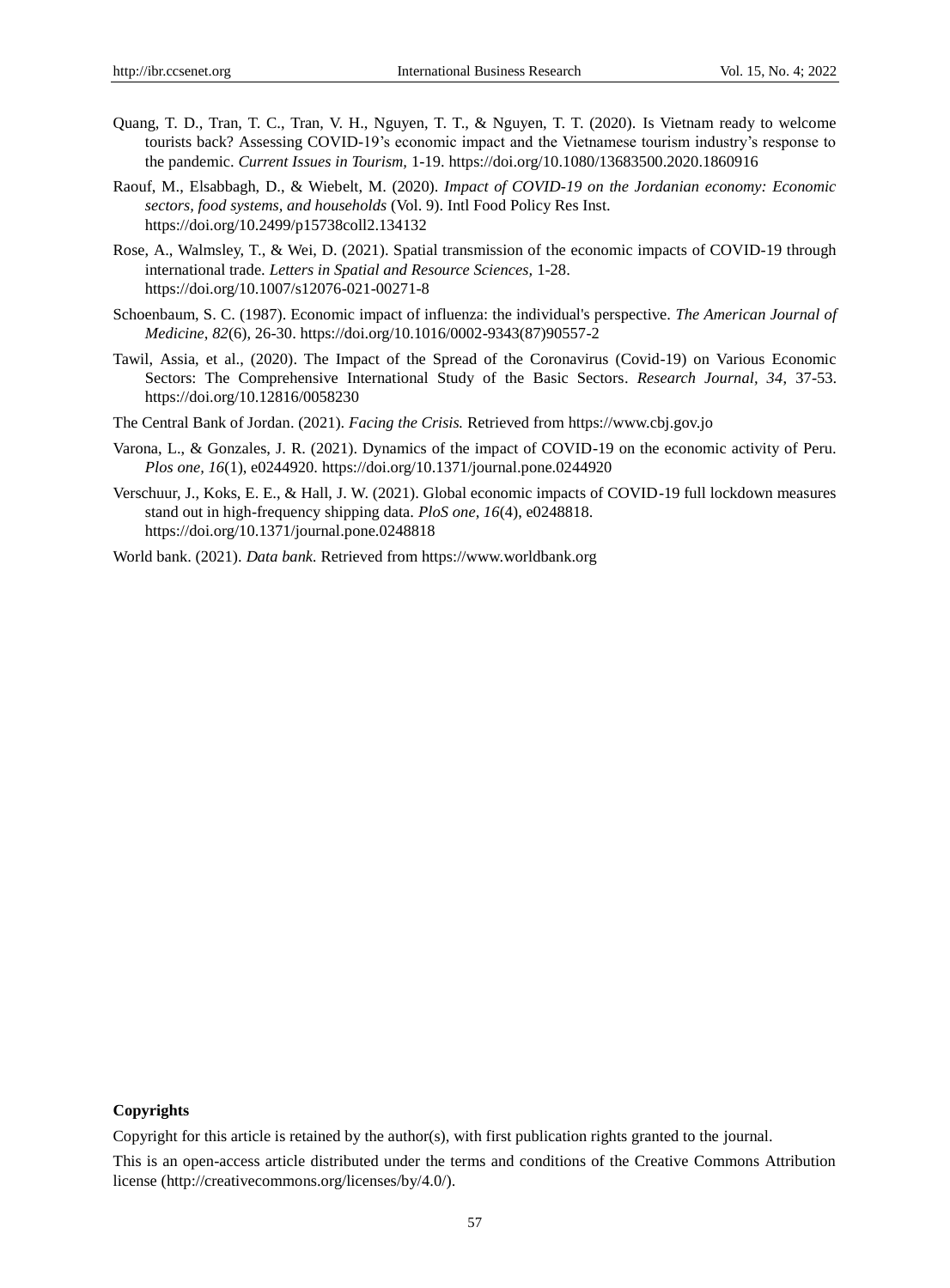Quang, T. D., Tran, T. C., Tran, V. H., Nguyen, T. T., & Nguyen, T. T. (2020). Is Vietnam ready to welcome tourists back? Assessing COVID-19's economic impact and the Vietnamese tourism industry's response to the pandemic. *Current Issues in Tourism,* 1-19. https://doi.org/10.1080/13683500.2020.1860916

Raouf, M., Elsabbagh, D., & Wiebelt, M. (2020). *Impact of COVID-19 on the Jordanian economy: Economic sectors, food systems, and households* (Vol. 9). Intl Food Policy Res Inst. https://doi.org/10.2499/p15738coll2.134132

Rose, A., Walmsley, T., & Wei, D. (2021). Spatial transmission of the economic impacts of COVID-19 through international trade. *Letters in Spatial and Resource Sciences,* 1-28. https://doi.org/10.1007/s12076-021-00271-8

Schoenbaum, S. C. (1987). Economic impact of influenza: the individual's perspective. *The American Journal of Medicine*, *82*(6), 26-30. https://doi.org/10.1016/0002-9343(87)90557-2

Tawil, Assia, et al., (2020). The Impact of the Spread of the Coronavirus (Covid-19) on Various Economic Sectors: The Comprehensive International Study of the Basic Sectors. *Research Journal, 34*, 37-53. https://doi.org/10.12816/0058230

The Central Bank of Jordan. (2021). *Facing the Crisis.* Retrieved from https://www.cbj.gov.jo

Varona, L., & Gonzales, J. R. (2021). Dynamics of the impact of COVID-19 on the economic activity of Peru. *Plos one, 16*(1), e0244920. https://doi.org/10.1371/journal.pone.0244920

Verschuur, J., Koks, E. E., & Hall, J. W. (2021). Global economic impacts of COVID-19 full lockdown measures stand out in high-frequency shipping data. *PloS one, 16*(4), e0248818. https://doi.org/10.1371/journal.pone.0248818

World bank. (2021). *Data bank.* Retrieved from https://www.worldbank.org

**Copyrights**

Copyright for this article is retained by the author(s), with first publication rights granted to the journal.

This is an open-access article distributed under the terms and conditions of the Creative Commons Attribution license (http://creativecommons.org/licenses/by/4.0/).